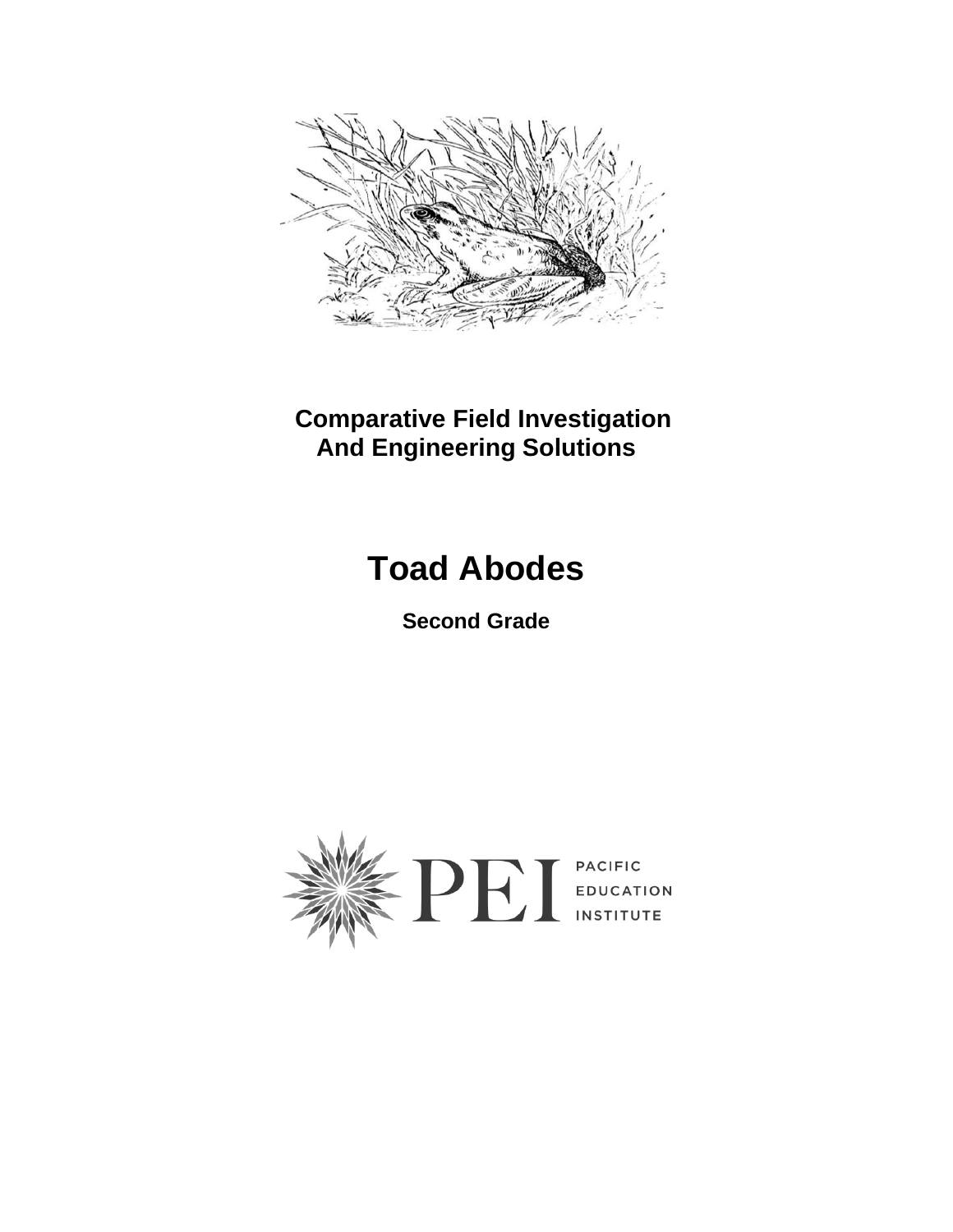**Comparative Field Investigation**
**And Engineering Solutions**

# Toad Abodes

**Second Grade**

PEI PACIFIC EDUCATION INSTITUTE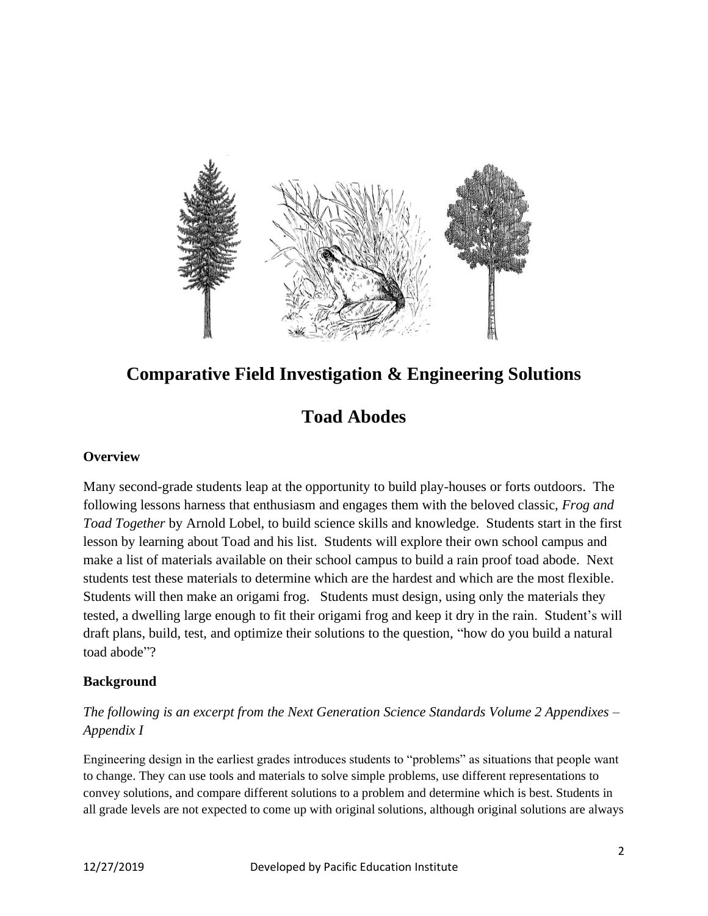## Comparative Field Investigation & Engineering Solutions

## Toad Abodes

### Overview

Many second-grade students leap at the opportunity to build play-houses or forts outdoors. The following lessons harness that enthusiasm and engages them with the beloved classic, *Frog and Toad Together* by Arnold Lobel, to build science skills and knowledge. Students start in the first lesson by learning about Toad and his list. Students will explore their own school campus and make a list of materials available on their school campus to build a rain proof toad abode. Next students test these materials to determine which are the hardest and which are the most flexible. Students will then make an origami frog. Students must design, using only the materials they tested, a dwelling large enough to fit their origami frog and keep it dry in the rain. Student's will draft plans, build, test, and optimize their solutions to the question, "how do you build a natural toad abode"?

### Background

*The following is an excerpt from the Next Generation Science Standards Volume 2 Appendixes – Appendix I*

Engineering design in the earliest grades introduces students to "problems" as situations that people want to change. They can use tools and materials to solve simple problems, use different representations to convey solutions, and compare different solutions to a problem and determine which is best. Students in all grade levels are not expected to come up with original solutions, although original solutions are always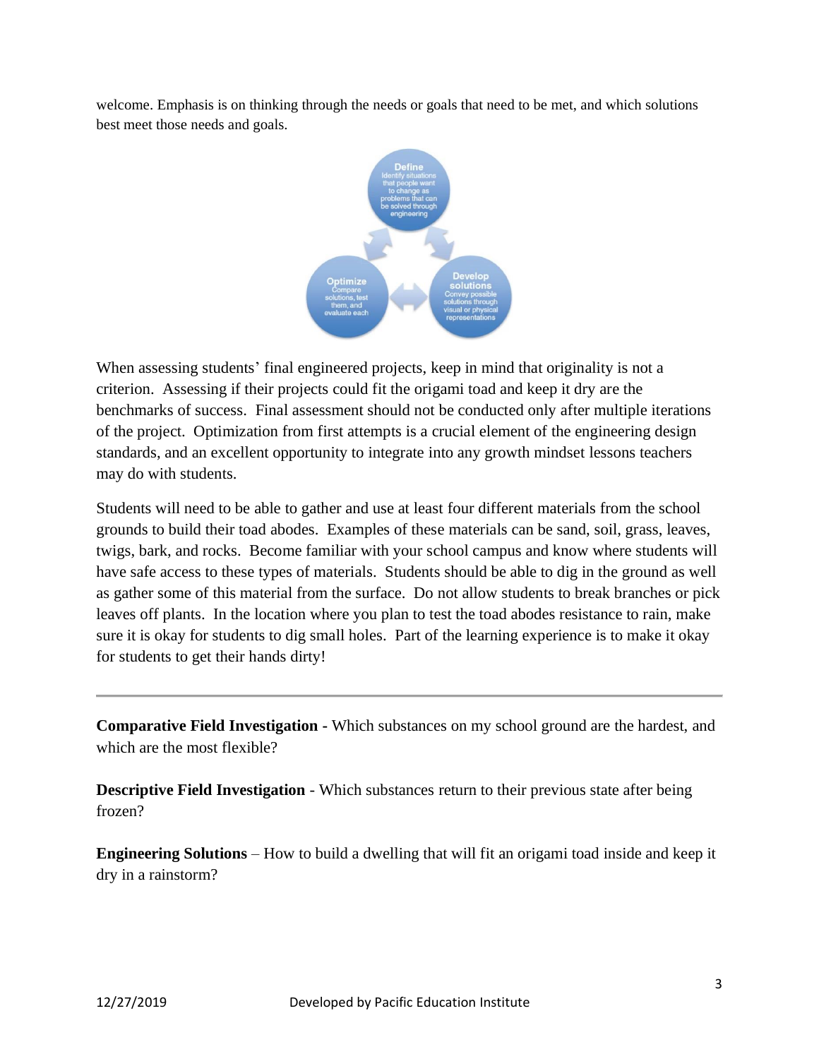welcome. Emphasis is on thinking through the needs or goals that need to be met, and which solutions best meet those needs and goals.

**Define** Identify situations that people want to change as problems that can be solved through engineering

**Develop solutions** Convey possible solutions through visual or physical representations

**Optimize** Compare solutions, test them, and evaluate each

When assessing students' final engineered projects, keep in mind that originality is not a criterion. Assessing if their projects could fit the origami toad and keep it dry are the benchmarks of success. Final assessment should not be conducted only after multiple iterations of the project. Optimization from first attempts is a crucial element of the engineering design standards, and an excellent opportunity to integrate into any growth mindset lessons teachers may do with students.

Students will need to be able to gather and use at least four different materials from the school grounds to build their toad abodes. Examples of these materials can be sand, soil, grass, leaves, twigs, bark, and rocks. Become familiar with your school campus and know where students will have safe access to these types of materials. Students should be able to dig in the ground as well as gather some of this material from the surface. Do not allow students to break branches or pick leaves off plants. In the location where you plan to test the toad abodes resistance to rain, make sure it is okay for students to dig small holes. Part of the learning experience is to make it okay for students to get their hands dirty!

---

**Comparative Field Investigation** - Which substances on my school ground are the hardest, and which are the most flexible?

**Descriptive Field Investigation** - Which substances return to their previous state after being frozen?

**Engineering Solutions** – How to build a dwelling that will fit an origami toad inside and keep it dry in a rainstorm?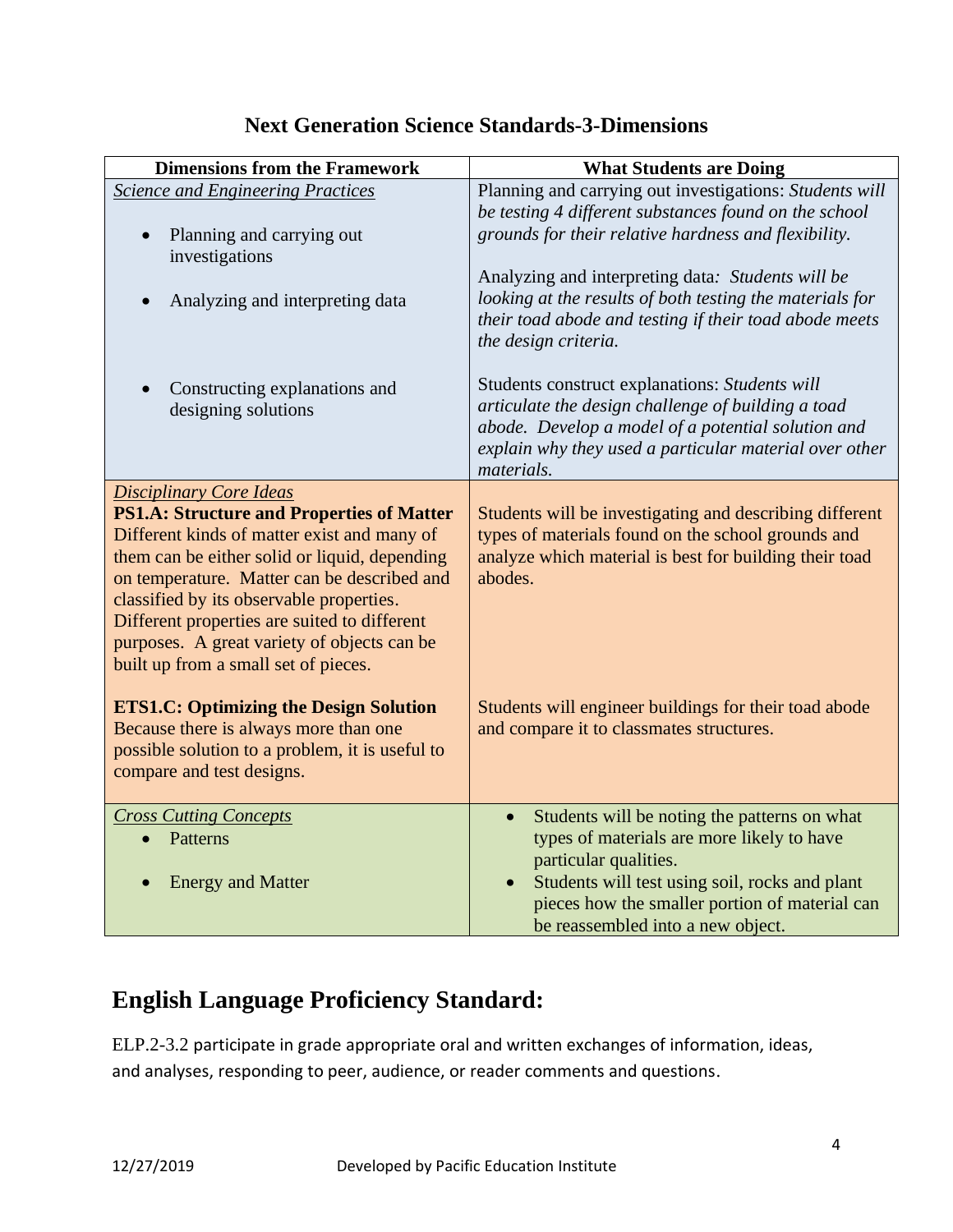## Next Generation Science Standards-3-Dimensions

| Dimensions from the Framework | What Students are Doing |
|---|---|
| *Science and Engineering Practices*<br>• Planning and carrying out investigations | Planning and carrying out investigations: *Students will be testing 4 different substances found on the school grounds for their relative hardness and flexibility.* |
| • Analyzing and interpreting data | Analyzing and interpreting data*: Students will be looking at the results of both testing the materials for their toad abode and testing if their toad abode meets the design criteria.* |
| • Constructing explanations and designing solutions | Students construct explanations: *Students will articulate the design challenge of building a toad abode. Develop a model of a potential solution and explain why they used a particular material over other materials.* |
| *Disciplinary Core Ideas*<br>**PS1.A: Structure and Properties of Matter** Different kinds of matter exist and many of them can be either solid or liquid, depending on temperature. Matter can be described and classified by its observable properties. Different properties are suited to different purposes. A great variety of objects can be built up from a small set of pieces. | Students will be investigating and describing different types of materials found on the school grounds and analyze which material is best for building their toad abodes. |
| **ETS1.C: Optimizing the Design Solution** Because there is always more than one possible solution to a problem, it is useful to compare and test designs. | Students will engineer buildings for their toad abode and compare it to classmates structures. |
| *Cross Cutting Concepts*<br>• Patterns<br>• Energy and Matter | • Students will be noting the patterns on what types of materials are more likely to have particular qualities.<br>• Students will test using soil, rocks and plant pieces how the smaller portion of material can be reassembled into a new object. |

## English Language Proficiency Standard:

ELP.2-3.2 participate in grade appropriate oral and written exchanges of information, ideas, and analyses, responding to peer, audience, or reader comments and questions.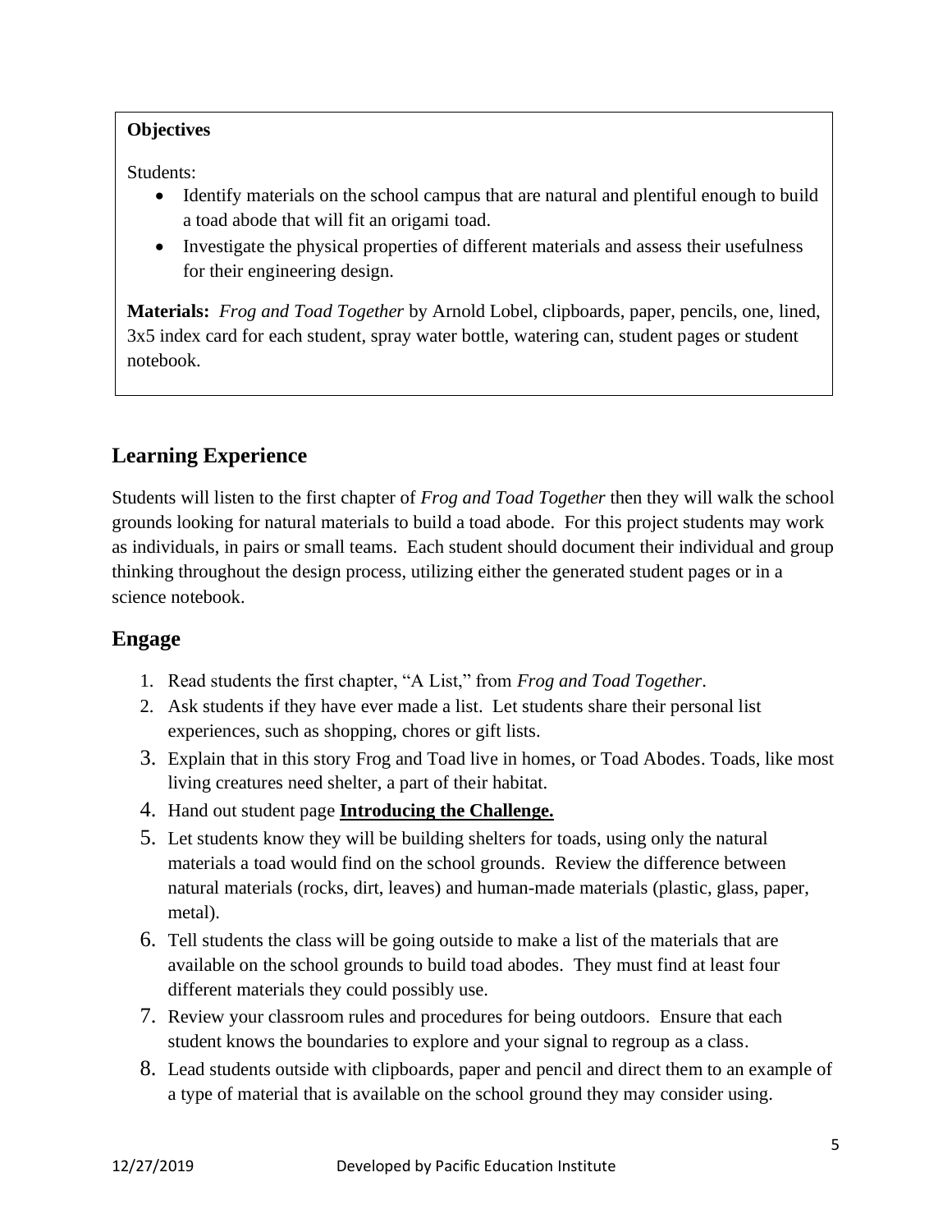**Objectives**

Students:

- Identify materials on the school campus that are natural and plentiful enough to build a toad abode that will fit an origami toad.
- Investigate the physical properties of different materials and assess their usefulness for their engineering design.

**Materials:** *Frog and Toad Together* by Arnold Lobel, clipboards, paper, pencils, one, lined, 3x5 index card for each student, spray water bottle, watering can, student pages or student notebook.

## Learning Experience

Students will listen to the first chapter of *Frog and Toad Together* then they will walk the school grounds looking for natural materials to build a toad abode. For this project students may work as individuals, in pairs or small teams. Each student should document their individual and group thinking throughout the design process, utilizing either the generated student pages or in a science notebook.

## Engage

1. Read students the first chapter, "A List," from *Frog and Toad Together*.
2. Ask students if they have ever made a list. Let students share their personal list experiences, such as shopping, chores or gift lists.
3. Explain that in this story Frog and Toad live in homes, or Toad Abodes. Toads, like most living creatures need shelter, a part of their habitat.
4. Hand out student page **Introducing the Challenge.**
5. Let students know they will be building shelters for toads, using only the natural materials a toad would find on the school grounds. Review the difference between natural materials (rocks, dirt, leaves) and human-made materials (plastic, glass, paper, metal).
6. Tell students the class will be going outside to make a list of the materials that are available on the school grounds to build toad abodes. They must find at least four different materials they could possibly use.
7. Review your classroom rules and procedures for being outdoors. Ensure that each student knows the boundaries to explore and your signal to regroup as a class.
8. Lead students outside with clipboards, paper and pencil and direct them to an example of a type of material that is available on the school ground they may consider using.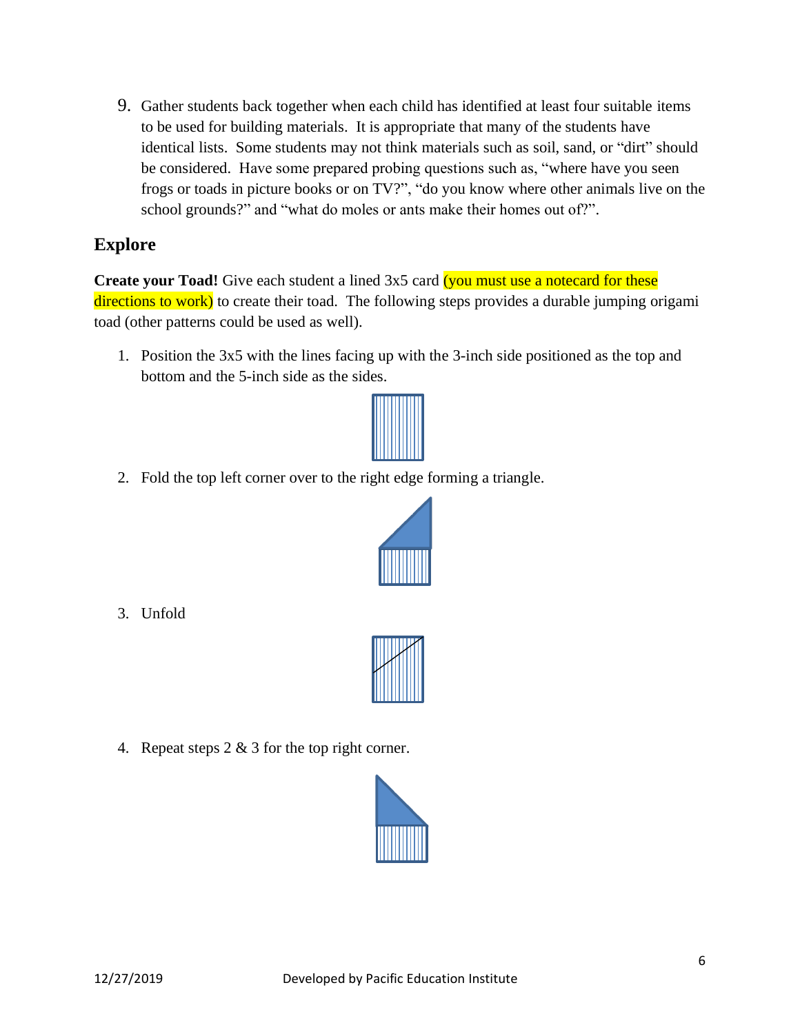9. Gather students back together when each child has identified at least four suitable items to be used for building materials. It is appropriate that many of the students have identical lists. Some students may not think materials such as soil, sand, or "dirt" should be considered. Have some prepared probing questions such as, "where have you seen frogs or toads in picture books or on TV?", "do you know where other animals live on the school grounds?" and "what do moles or ants make their homes out of?".

## Explore

**Create your Toad!** Give each student a lined 3x5 card (you must use a notecard for these directions to work) to create their toad. The following steps provides a durable jumping origami toad (other patterns could be used as well).

1. Position the 3x5 with the lines facing up with the 3-inch side positioned as the top and bottom and the 5-inch side as the sides.
2. Fold the top left corner over to the right edge forming a triangle.
3. Unfold
4. Repeat steps 2 & 3 for the top right corner.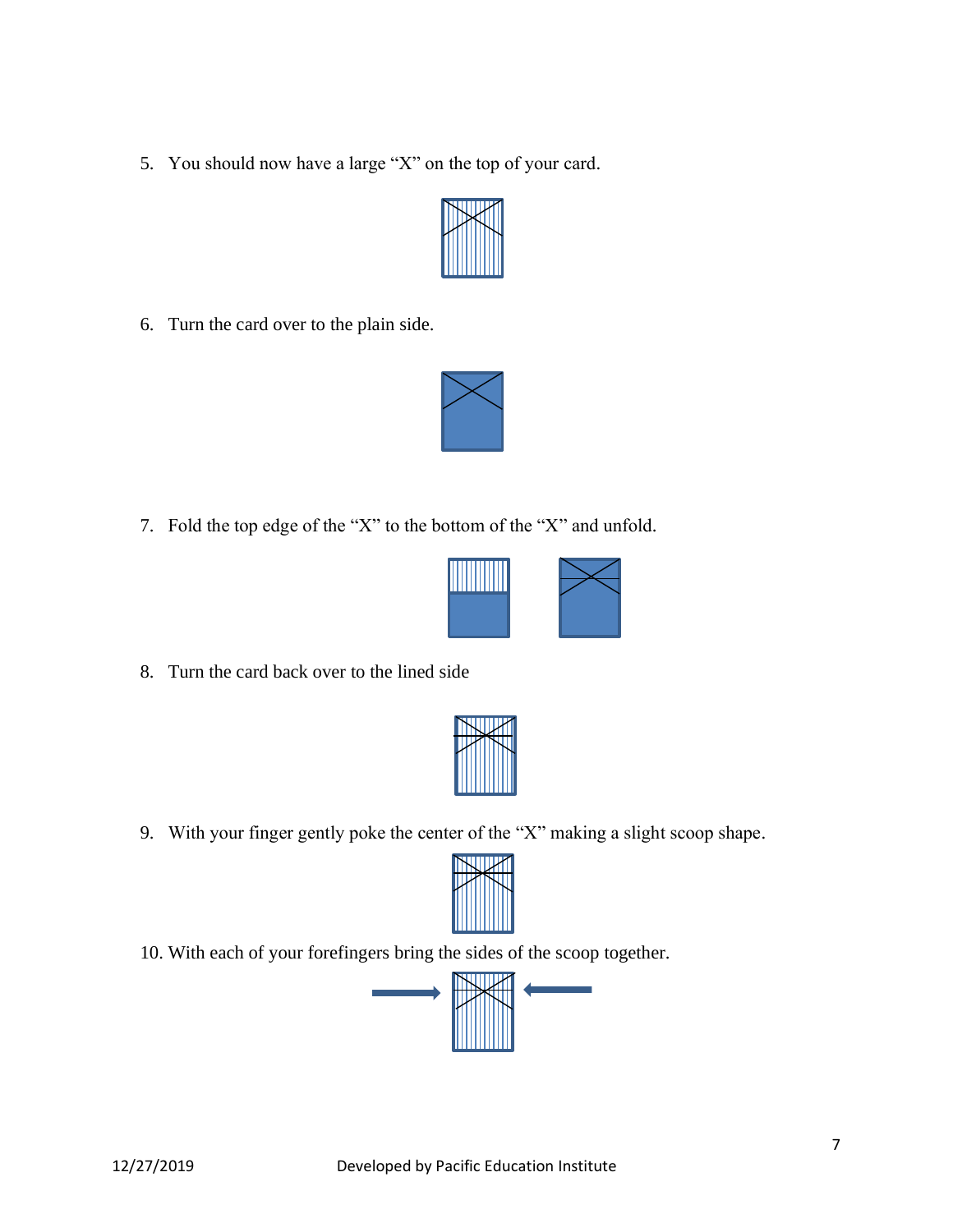5. You should now have a large "X" on the top of your card.

6. Turn the card over to the plain side.

7. Fold the top edge of the "X" to the bottom of the "X" and unfold.

8. Turn the card back over to the lined side

9. With your finger gently poke the center of the "X" making a slight scoop shape.

10. With each of your forefingers bring the sides of the scoop together.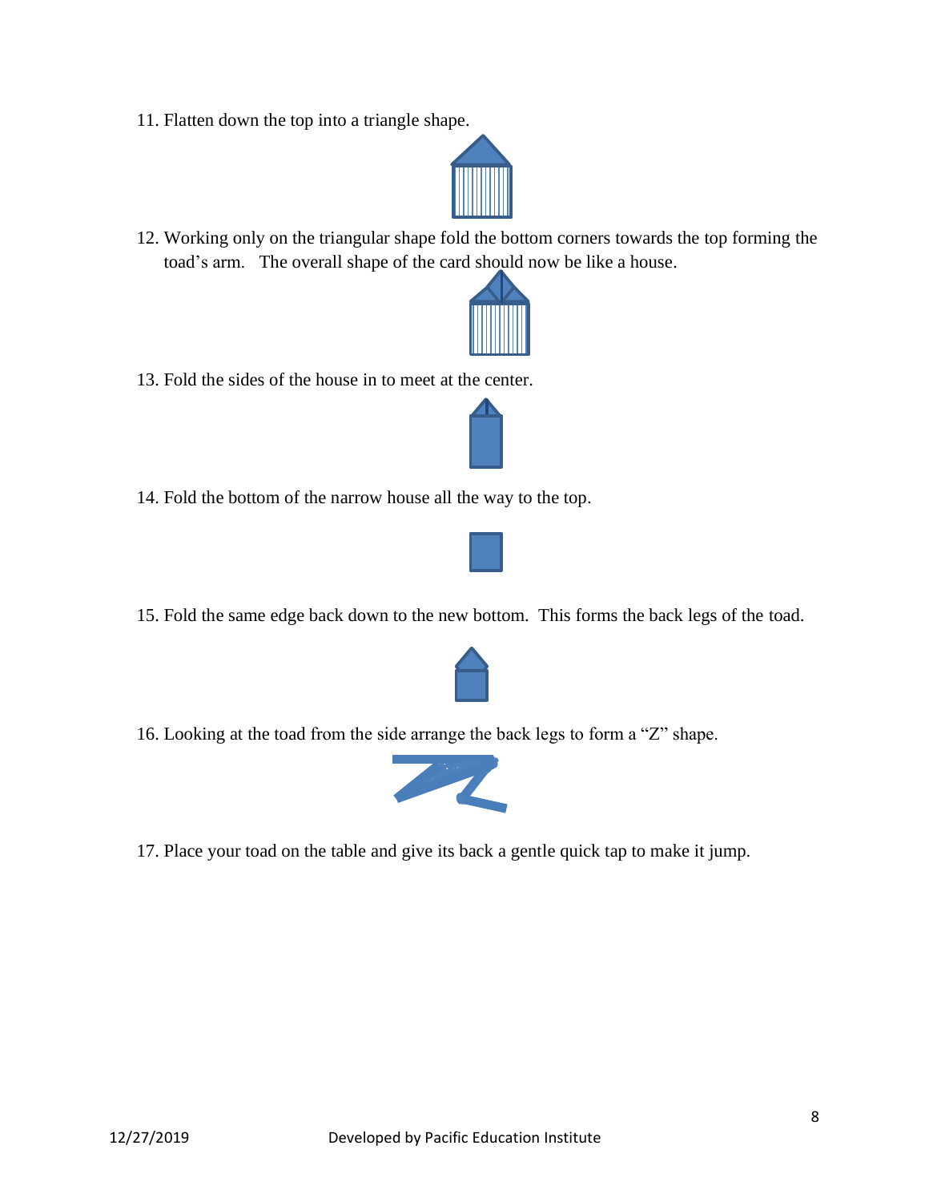11. Flatten down the top into a triangle shape.

12. Working only on the triangular shape fold the bottom corners towards the top forming the toad's arm.   The overall shape of the card should now be like a house.

13. Fold the sides of the house in to meet at the center.

14. Fold the bottom of the narrow house all the way to the top.

15. Fold the same edge back down to the new bottom.  This forms the back legs of the toad.

16. Looking at the toad from the side arrange the back legs to form a "Z" shape.

17. Place your toad on the table and give its back a gentle quick tap to make it jump.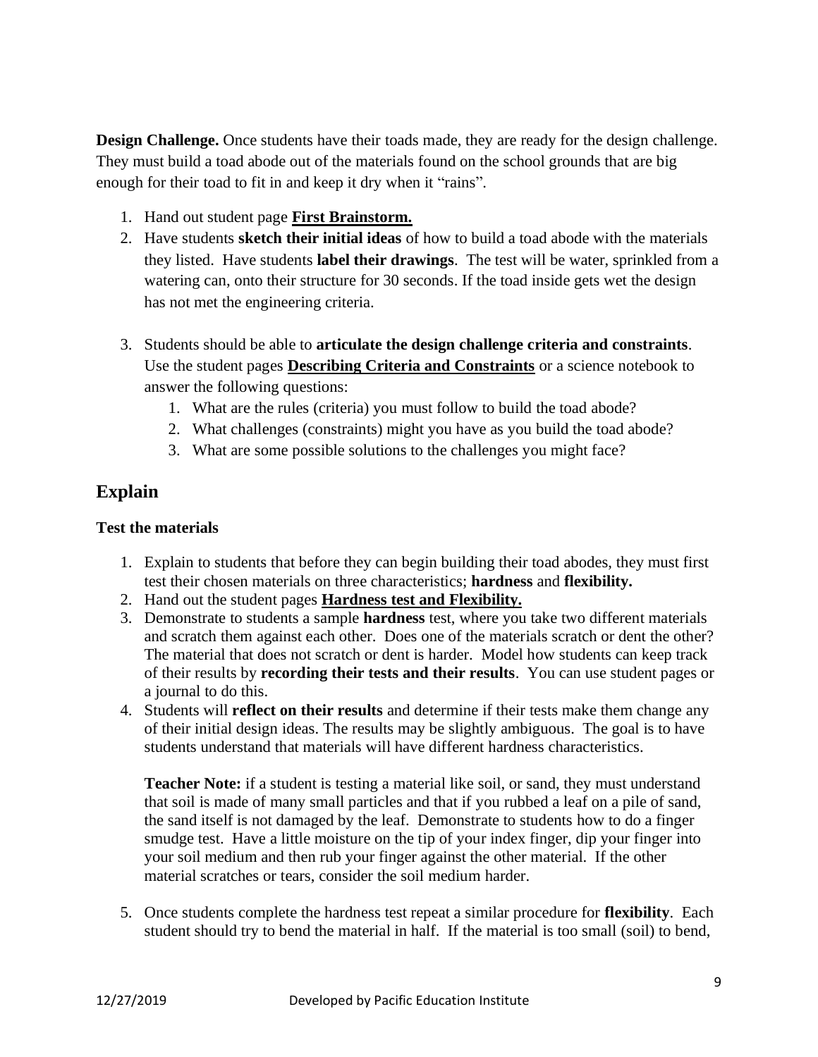**Design Challenge.** Once students have their toads made, they are ready for the design challenge. They must build a toad abode out of the materials found on the school grounds that are big enough for their toad to fit in and keep it dry when it "rains".

1. Hand out student page **First Brainstorm.**
2. Have students **sketch their initial ideas** of how to build a toad abode with the materials they listed. Have students **label their drawings**. The test will be water, sprinkled from a watering can, onto their structure for 30 seconds. If the toad inside gets wet the design has not met the engineering criteria.
3. Students should be able to **articulate the design challenge criteria and constraints**. Use the student pages **Describing Criteria and Constraints** or a science notebook to answer the following questions:
   1. What are the rules (criteria) you must follow to build the toad abode?
   2. What challenges (constraints) might you have as you build the toad abode?
   3. What are some possible solutions to the challenges you might face?

## Explain

### Test the materials

1. Explain to students that before they can begin building their toad abodes, they must first test their chosen materials on three characteristics; **hardness** and **flexibility.**
2. Hand out the student pages **Hardness test and Flexibility.**
3. Demonstrate to students a sample **hardness** test, where you take two different materials and scratch them against each other. Does one of the materials scratch or dent the other? The material that does not scratch or dent is harder. Model how students can keep track of their results by **recording their tests and their results**. You can use student pages or a journal to do this.
4. Students will **reflect on their results** and determine if their tests make them change any of their initial design ideas. The results may be slightly ambiguous. The goal is to have students understand that materials will have different hardness characteristics.

   **Teacher Note:** if a student is testing a material like soil, or sand, they must understand that soil is made of many small particles and that if you rubbed a leaf on a pile of sand, the sand itself is not damaged by the leaf. Demonstrate to students how to do a finger smudge test. Have a little moisture on the tip of your index finger, dip your finger into your soil medium and then rub your finger against the other material. If the other material scratches or tears, consider the soil medium harder.

5. Once students complete the hardness test repeat a similar procedure for **flexibility**. Each student should try to bend the material in half. If the material is too small (soil) to bend,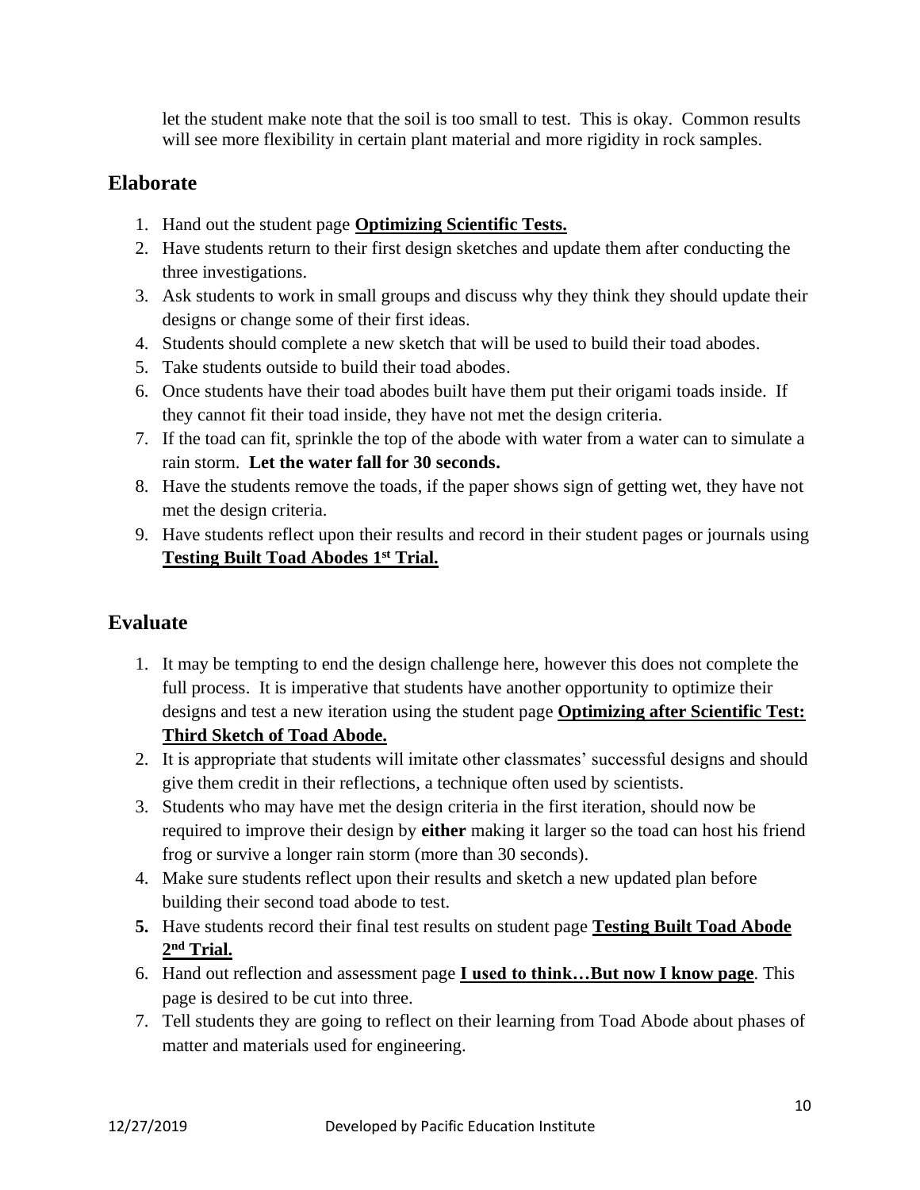let the student make note that the soil is too small to test. This is okay. Common results will see more flexibility in certain plant material and more rigidity in rock samples.

## Elaborate

1. Hand out the student page **Optimizing Scientific Tests.**
2. Have students return to their first design sketches and update them after conducting the three investigations.
3. Ask students to work in small groups and discuss why they think they should update their designs or change some of their first ideas.
4. Students should complete a new sketch that will be used to build their toad abodes.
5. Take students outside to build their toad abodes.
6. Once students have their toad abodes built have them put their origami toads inside. If they cannot fit their toad inside, they have not met the design criteria.
7. If the toad can fit, sprinkle the top of the abode with water from a water can to simulate a rain storm. **Let the water fall for 30 seconds.**
8. Have the students remove the toads, if the paper shows sign of getting wet, they have not met the design criteria.
9. Have students reflect upon their results and record in their student pages or journals using **Testing Built Toad Abodes 1st Trial.**

## Evaluate

1. It may be tempting to end the design challenge here, however this does not complete the full process. It is imperative that students have another opportunity to optimize their designs and test a new iteration using the student page **Optimizing after Scientific Test: Third Sketch of Toad Abode.**
2. It is appropriate that students will imitate other classmates' successful designs and should give them credit in their reflections, a technique often used by scientists.
3. Students who may have met the design criteria in the first iteration, should now be required to improve their design by **either** making it larger so the toad can host his friend frog or survive a longer rain storm (more than 30 seconds).
4. Make sure students reflect upon their results and sketch a new updated plan before building their second toad abode to test.
5. Have students record their final test results on student page **Testing Built Toad Abode 2nd Trial.**
6. Hand out reflection and assessment page **I used to think…But now I know page**. This page is desired to be cut into three.
7. Tell students they are going to reflect on their learning from Toad Abode about phases of matter and materials used for engineering.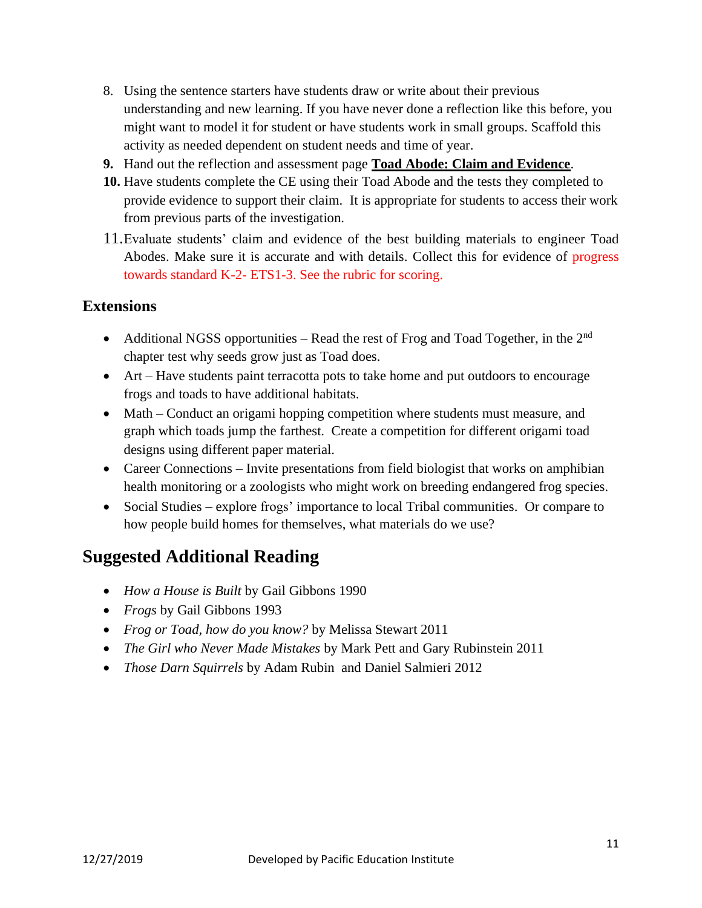8. Using the sentence starters have students draw or write about their previous understanding and new learning. If you have never done a reflection like this before, you might want to model it for student or have students work in small groups. Scaffold this activity as needed dependent on student needs and time of year.
9. Hand out the reflection and assessment page **Toad Abode: Claim and Evidence**.
10. Have students complete the CE using their Toad Abode and the tests they completed to provide evidence to support their claim. It is appropriate for students to access their work from previous parts of the investigation.
11. Evaluate students' claim and evidence of the best building materials to engineer Toad Abodes. Make sure it is accurate and with details. Collect this for evidence of progress towards standard K-2- ETS1-3. See the rubric for scoring.

### Extensions

- Additional NGSS opportunities – Read the rest of Frog and Toad Together, in the 2nd chapter test why seeds grow just as Toad does.
- Art – Have students paint terracotta pots to take home and put outdoors to encourage frogs and toads to have additional habitats.
- Math – Conduct an origami hopping competition where students must measure, and graph which toads jump the farthest. Create a competition for different origami toad designs using different paper material.
- Career Connections – Invite presentations from field biologist that works on amphibian health monitoring or a zoologists who might work on breeding endangered frog species.
- Social Studies – explore frogs' importance to local Tribal communities. Or compare to how people build homes for themselves, what materials do we use?

## Suggested Additional Reading

- *How a House is Built* by Gail Gibbons 1990
- *Frogs* by Gail Gibbons 1993
- *Frog or Toad, how do you know?* by Melissa Stewart 2011
- *The Girl who Never Made Mistakes* by Mark Pett and Gary Rubinstein 2011
- *Those Darn Squirrels* by Adam Rubin and Daniel Salmieri 2012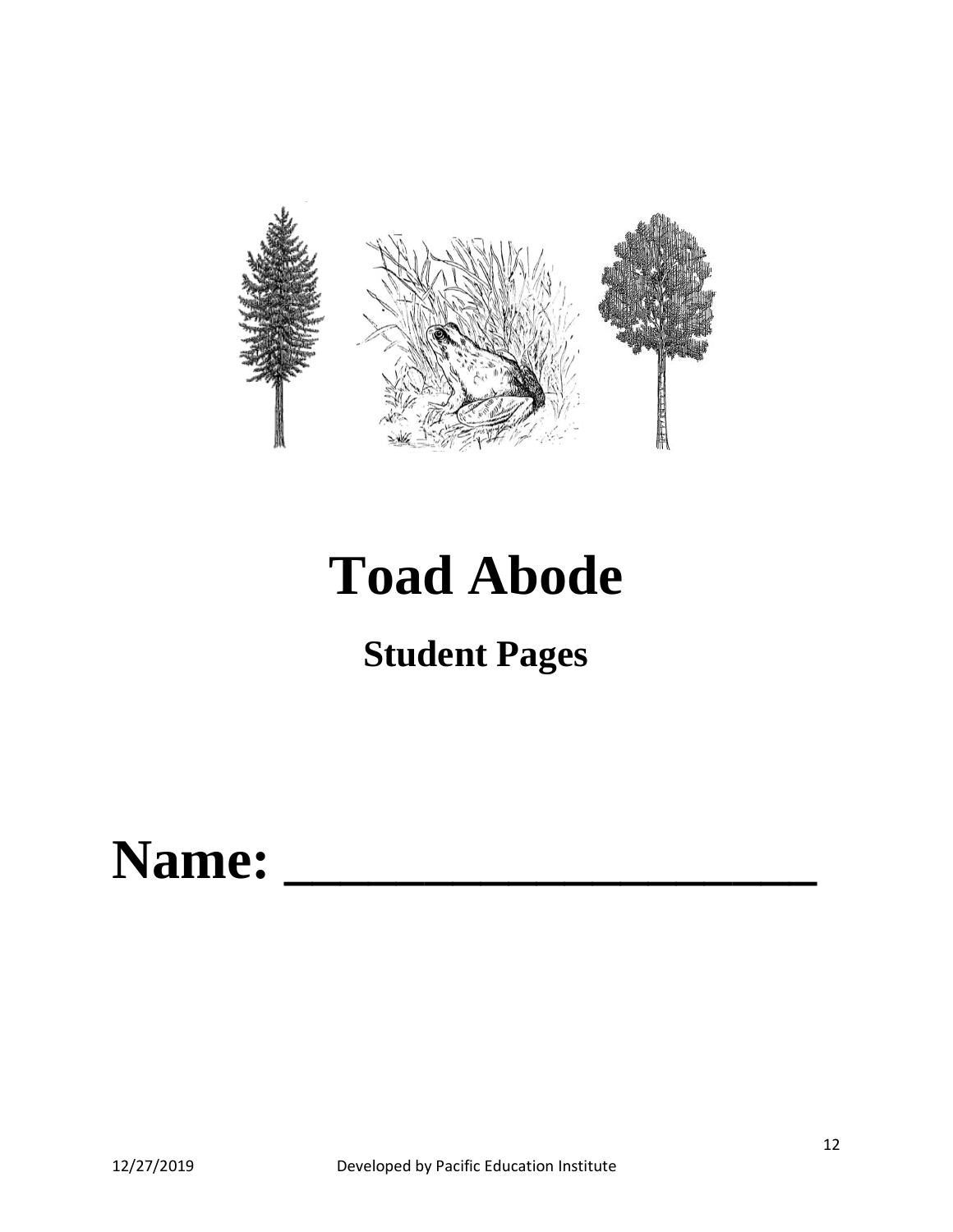# Toad Abode

## Student Pages

# Name: ___________________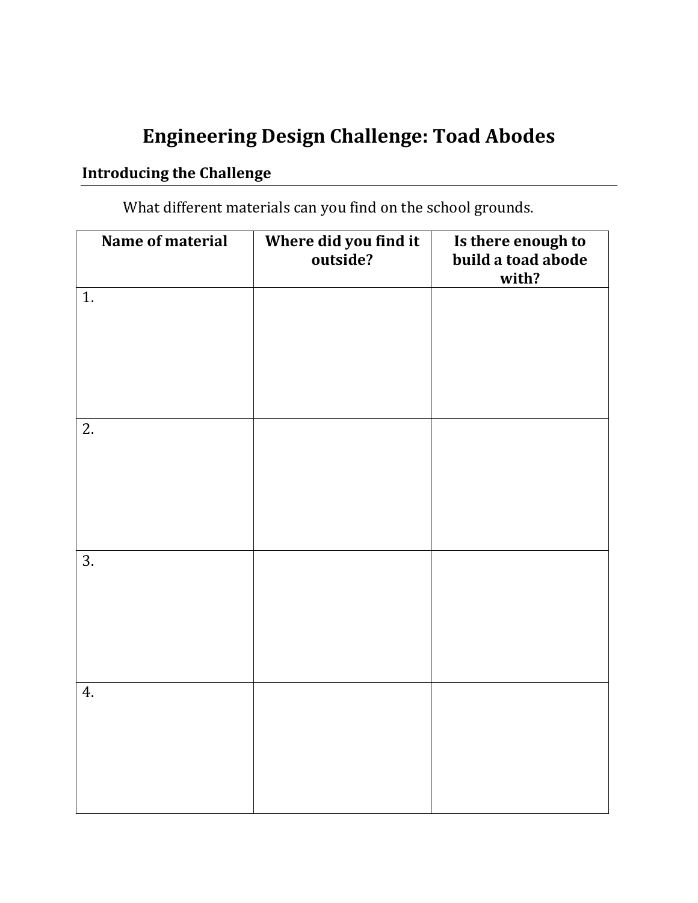# Engineering Design Challenge: Toad Abodes

## Introducing the Challenge

What different materials can you find on the school grounds.

| Name of material | Where did you find it outside? | Is there enough to build a toad abode with? |
|---|---|---|
| 1. | | |
| 2. | | |
| 3. | | |
| 4. | | |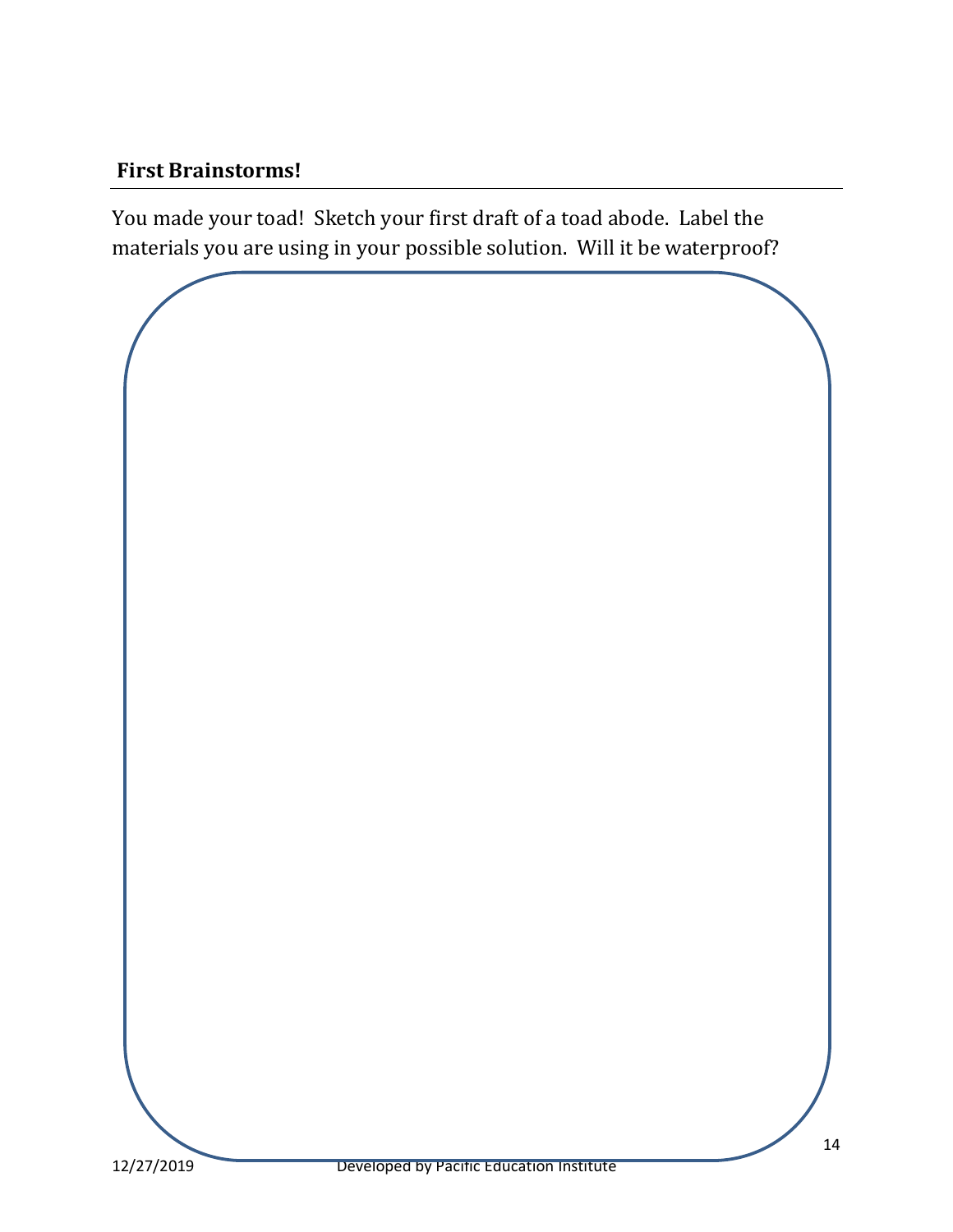**First Brainstorms!**

You made your toad! Sketch your first draft of a toad abode. Label the materials you are using in your possible solution. Will it be waterproof?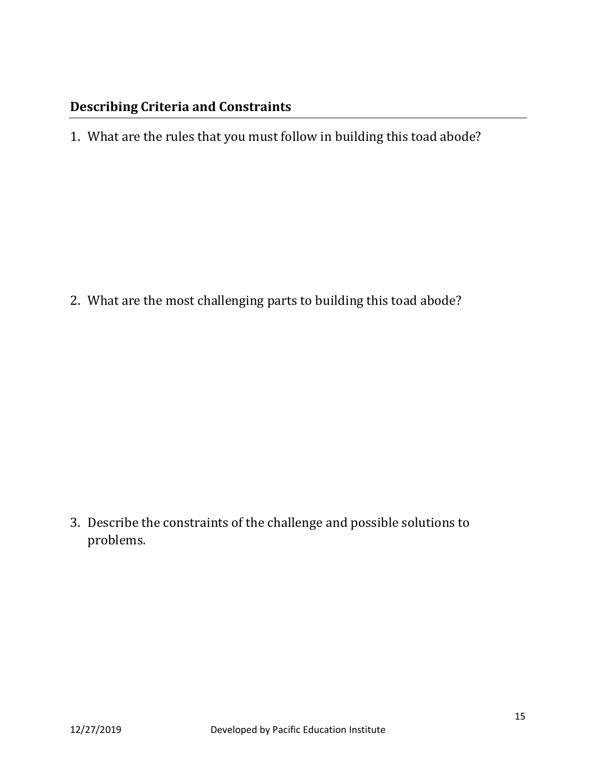## Describing Criteria and Constraints

1. What are the rules that you must follow in building this toad abode?

2. What are the most challenging parts to building this toad abode?

3. Describe the constraints of the challenge and possible solutions to problems.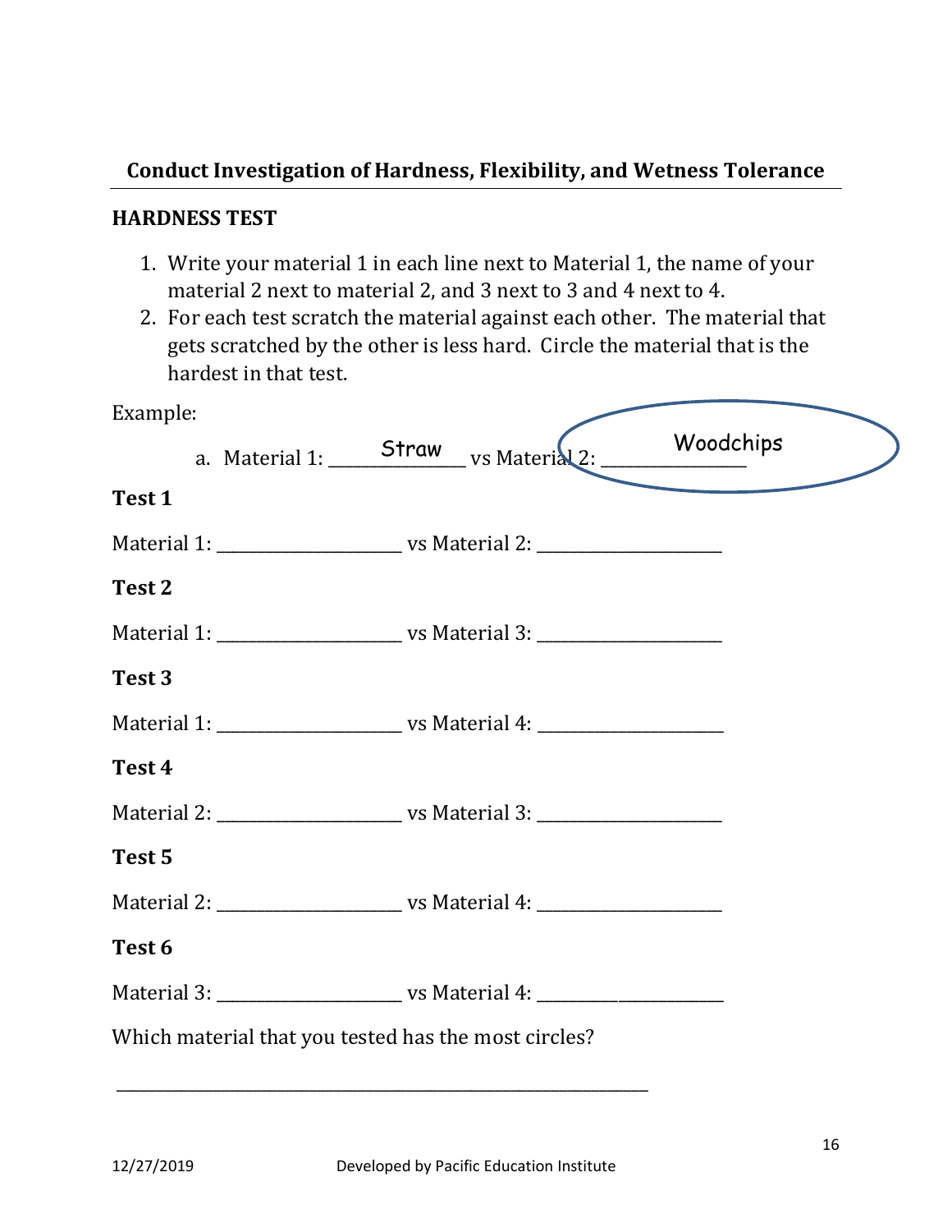## Conduct Investigation of Hardness, Flexibility, and Wetness Tolerance

### HARDNESS TEST

1. Write your material 1 in each line next to Material 1, the name of your material 2 next to material 2, and 3 next to 3 and 4 next to 4.
2. For each test scratch the material against each other. The material that gets scratched by the other is less hard. Circle the material that is the hardest in that test.

Example:

a. Material 1: ___Straw___ vs Material 2: ___Woodchips___ (circled)

**Test 1**

Material 1: ____________________ vs Material 2: ____________________

**Test 2**

Material 1: ____________________ vs Material 3: ____________________

**Test 3**

Material 1: ____________________ vs Material 4: ____________________

**Test 4**

Material 2: ____________________ vs Material 3: ____________________

**Test 5**

Material 2: ____________________ vs Material 4: ____________________

**Test 6**

Material 3: ____________________ vs Material 4: ____________________

Which material that you tested has the most circles?

__________________________________________________________

12/27/2019 Developed by Pacific Education Institute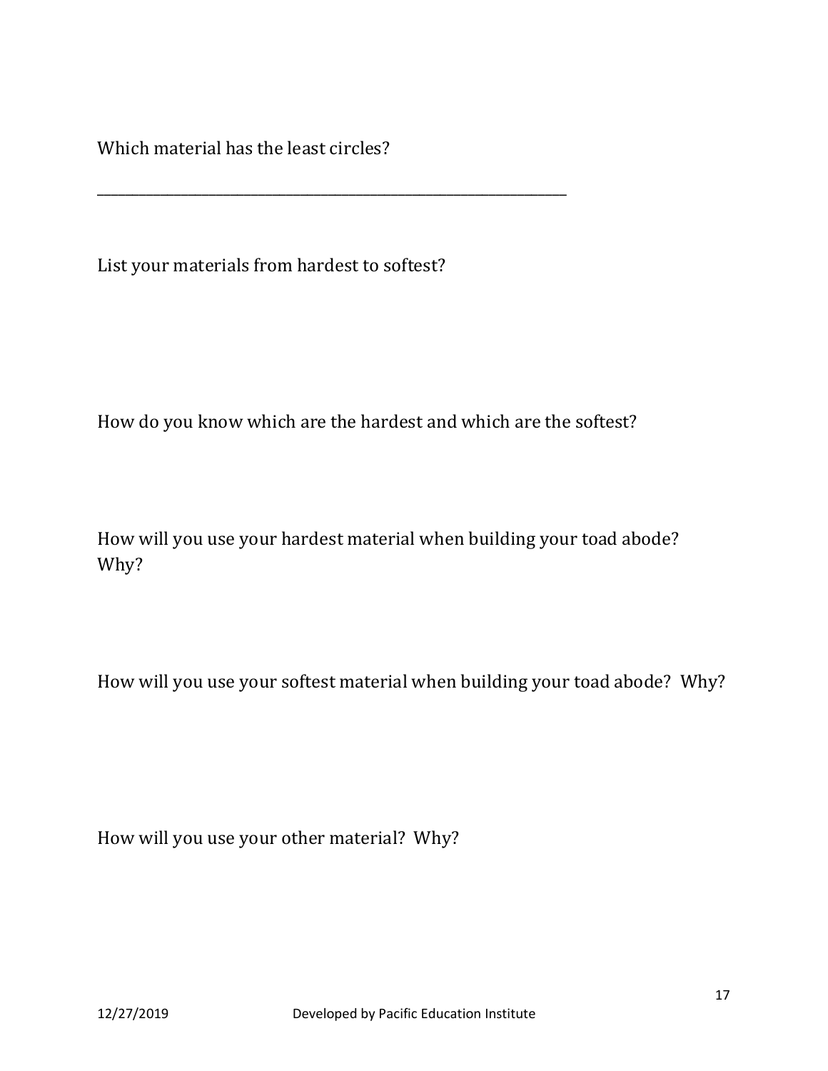Which material has the least circles?

______________________________________________________________________

List your materials from hardest to softest?

How do you know which are the hardest and which are the softest?

How will you use your hardest material when building your toad abode? Why?

How will you use your softest material when building your toad abode? Why?

How will you use your other material? Why?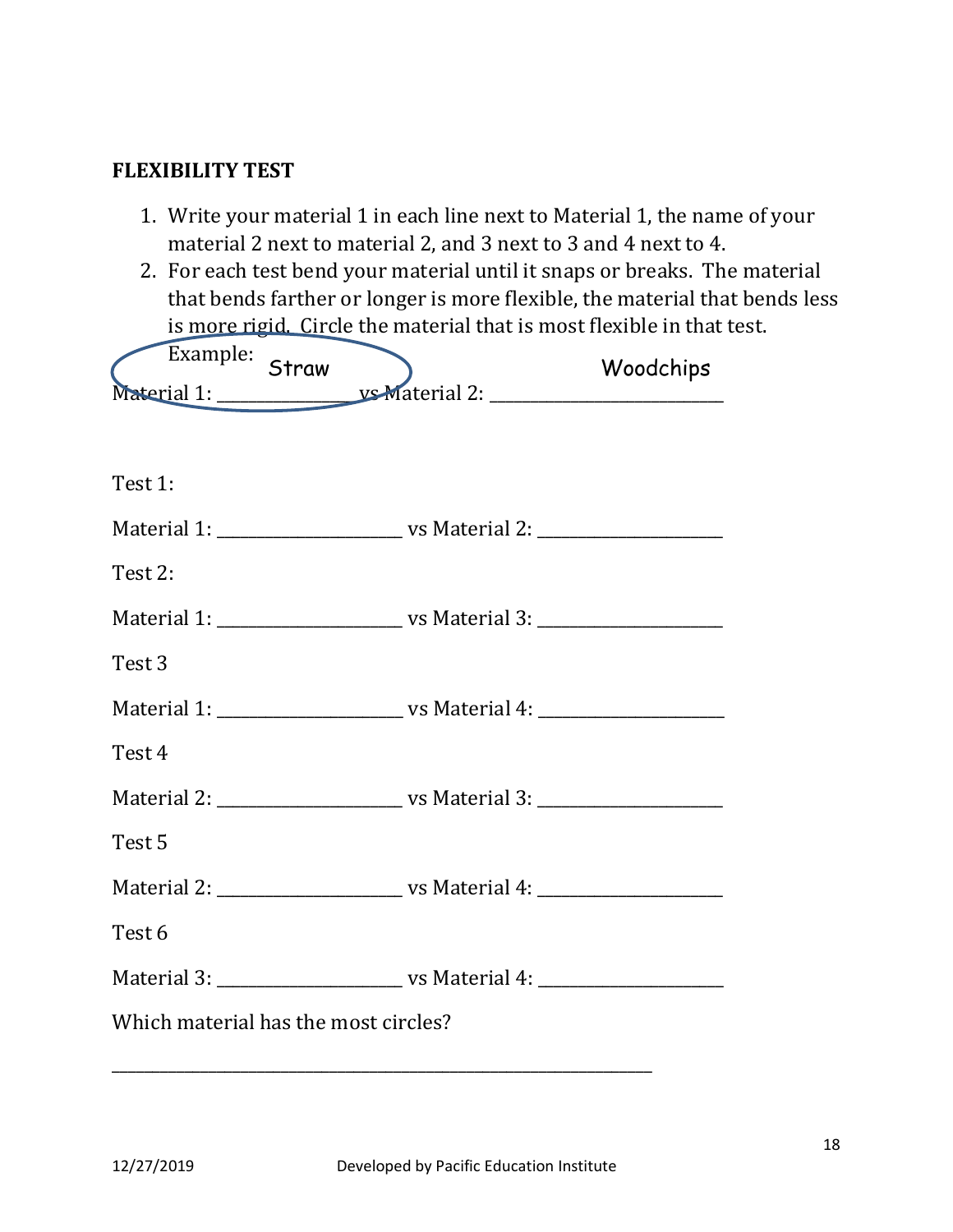**FLEXIBILITY TEST**

1. Write your material 1 in each line next to Material 1, the name of your material 2 next to material 2, and 3 next to 3 and 4 next to 4.
2. For each test bend your material until it snaps or breaks. The material that bends farther or longer is more flexible, the material that bends less is more rigid. Circle the material that is most flexible in that test.

Example:

Material 1: ___Straw___ vs Material 2: ___Woodchips___

Test 1:

Material 1: ____________________ vs Material 2: ____________________

Test 2:

Material 1: ____________________ vs Material 3: ____________________

Test 3

Material 1: ____________________ vs Material 4: ____________________

Test 4

Material 2: ____________________ vs Material 3: ____________________

Test 5

Material 2: ____________________ vs Material 4: ____________________

Test 6

Material 3: ____________________ vs Material 4: ____________________

Which material has the most circles?

_______________________________________________________________

12/27/2019 Developed by Pacific Education Institute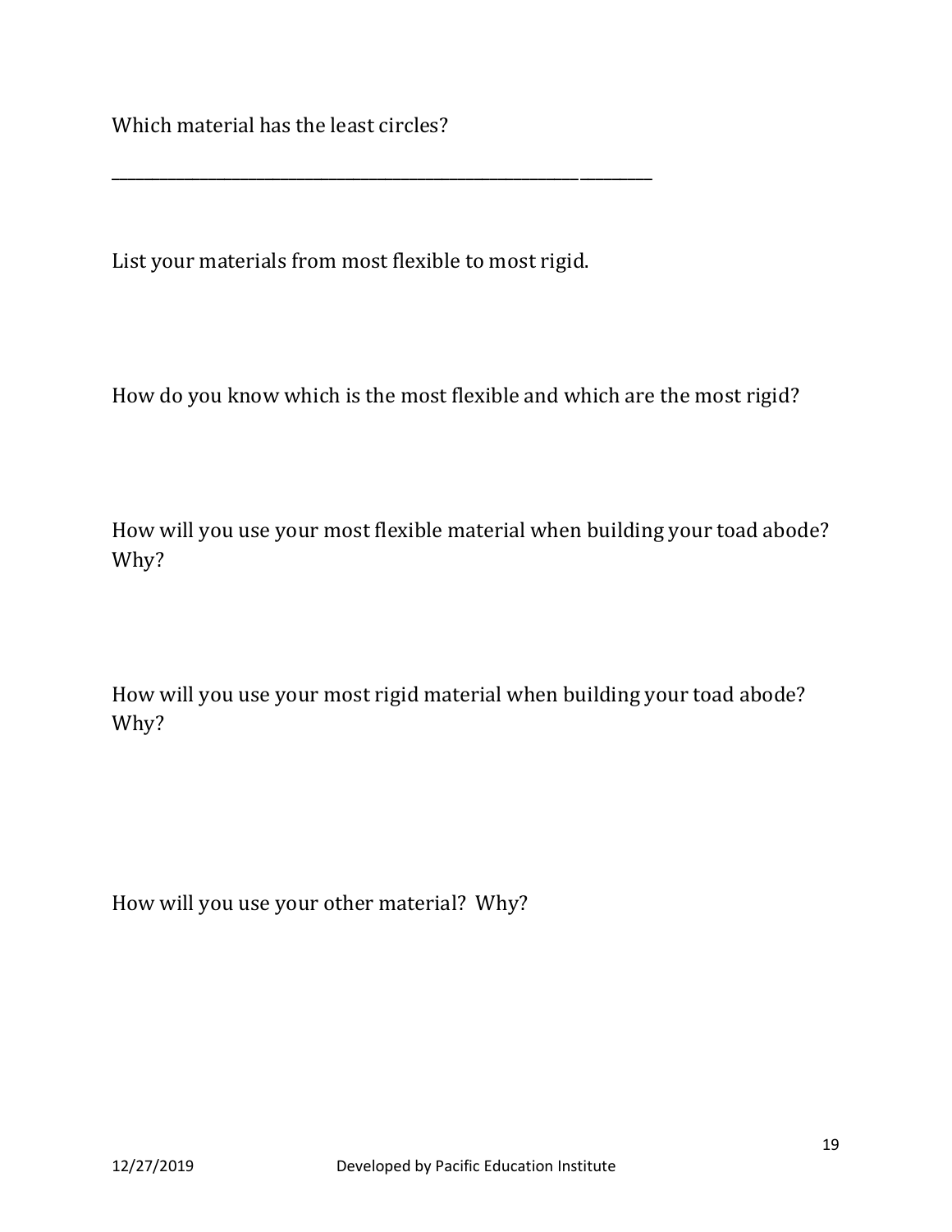Which material has the least circles?

_______________________________________________________________________

List your materials from most flexible to most rigid.

How do you know which is the most flexible and which are the most rigid?

How will you use your most flexible material when building your toad abode? Why?

How will you use your most rigid material when building your toad abode? Why?

How will you use your other material? Why?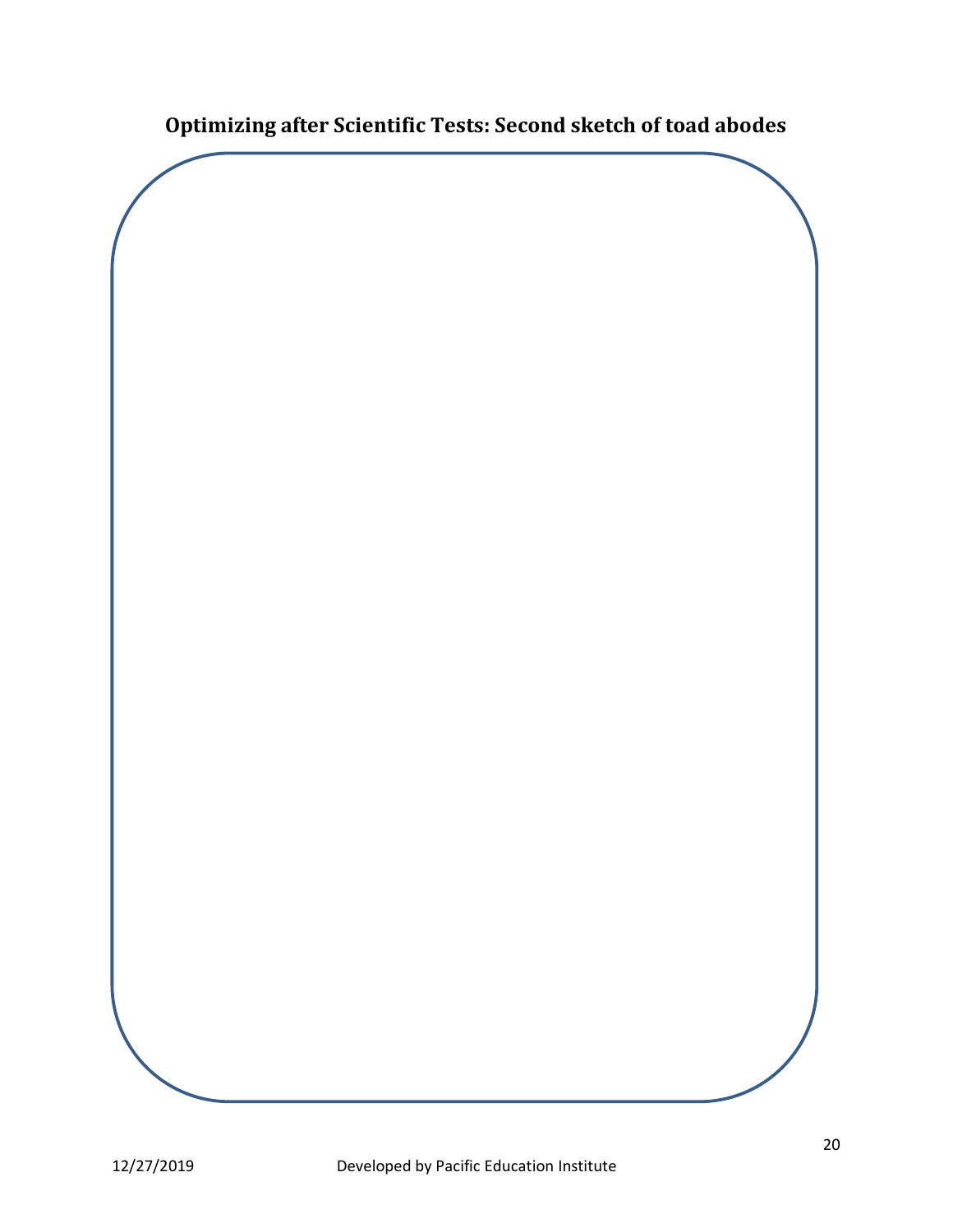## Optimizing after Scientific Tests: Second sketch of toad abodes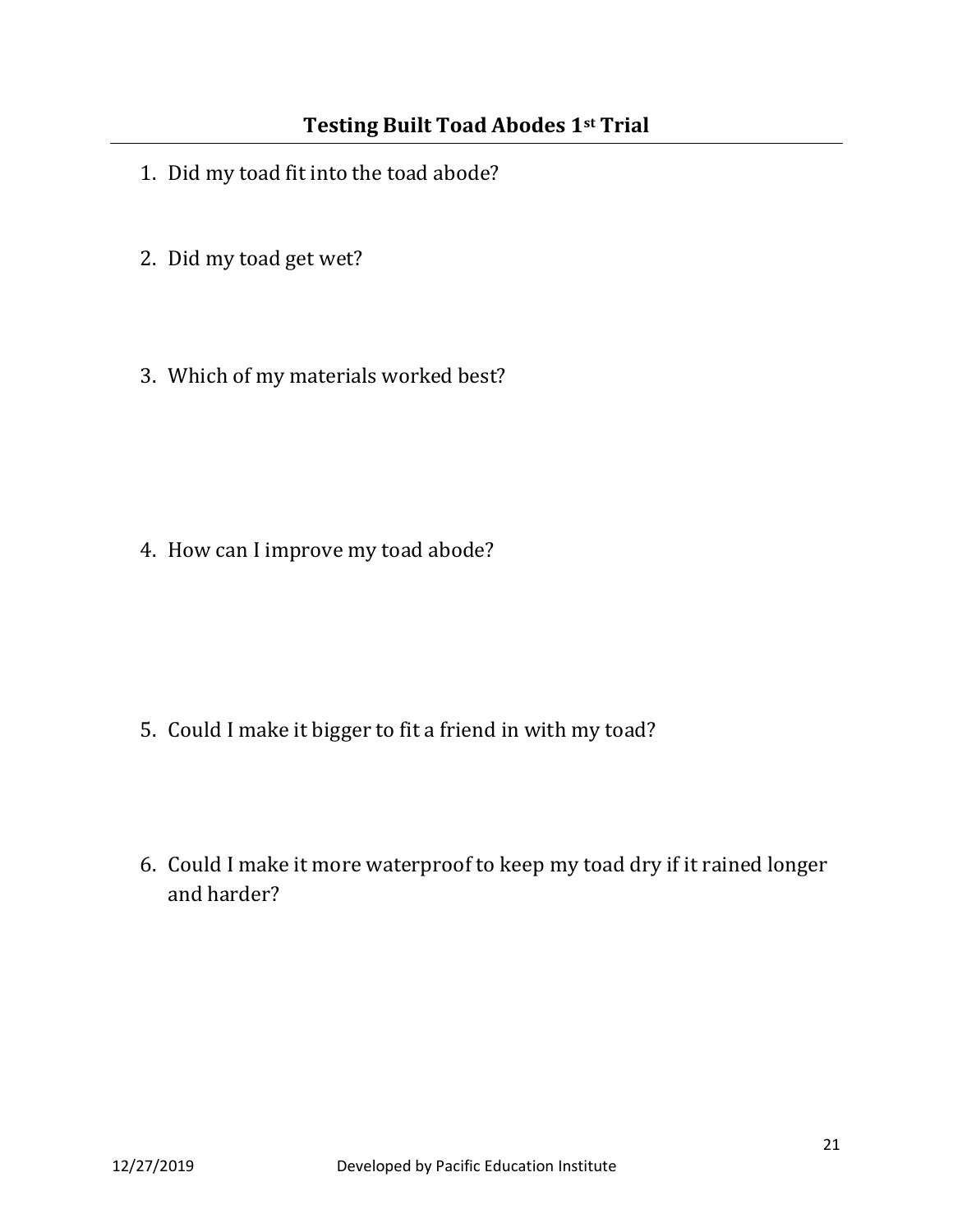## Testing Built Toad Abodes 1st Trial

1. Did my toad fit into the toad abode?

2. Did my toad get wet?

3. Which of my materials worked best?

4. How can I improve my toad abode?

5. Could I make it bigger to fit a friend in with my toad?

6. Could I make it more waterproof to keep my toad dry if it rained longer and harder?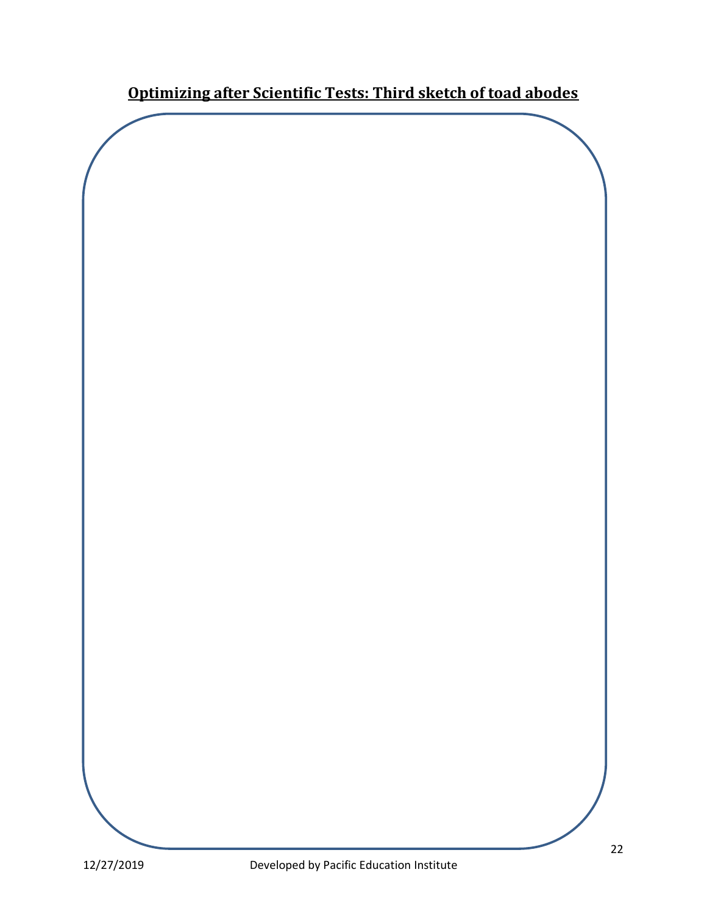## **Optimizing after Scientific Tests: Third sketch of toad abodes**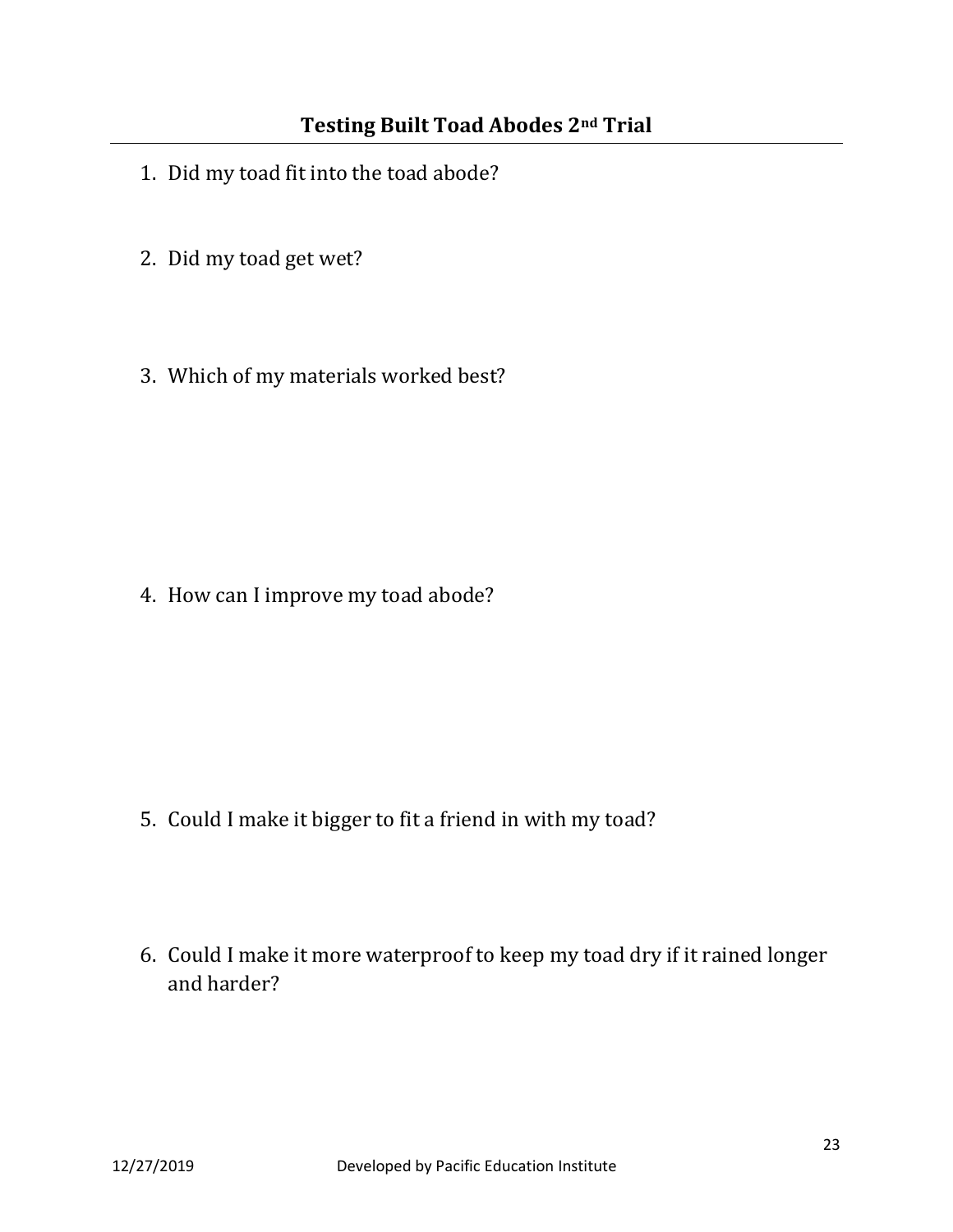## Testing Built Toad Abodes 2nd Trial

1. Did my toad fit into the toad abode?

2. Did my toad get wet?

3. Which of my materials worked best?

4. How can I improve my toad abode?

5. Could I make it bigger to fit a friend in with my toad?

6. Could I make it more waterproof to keep my toad dry if it rained longer and harder?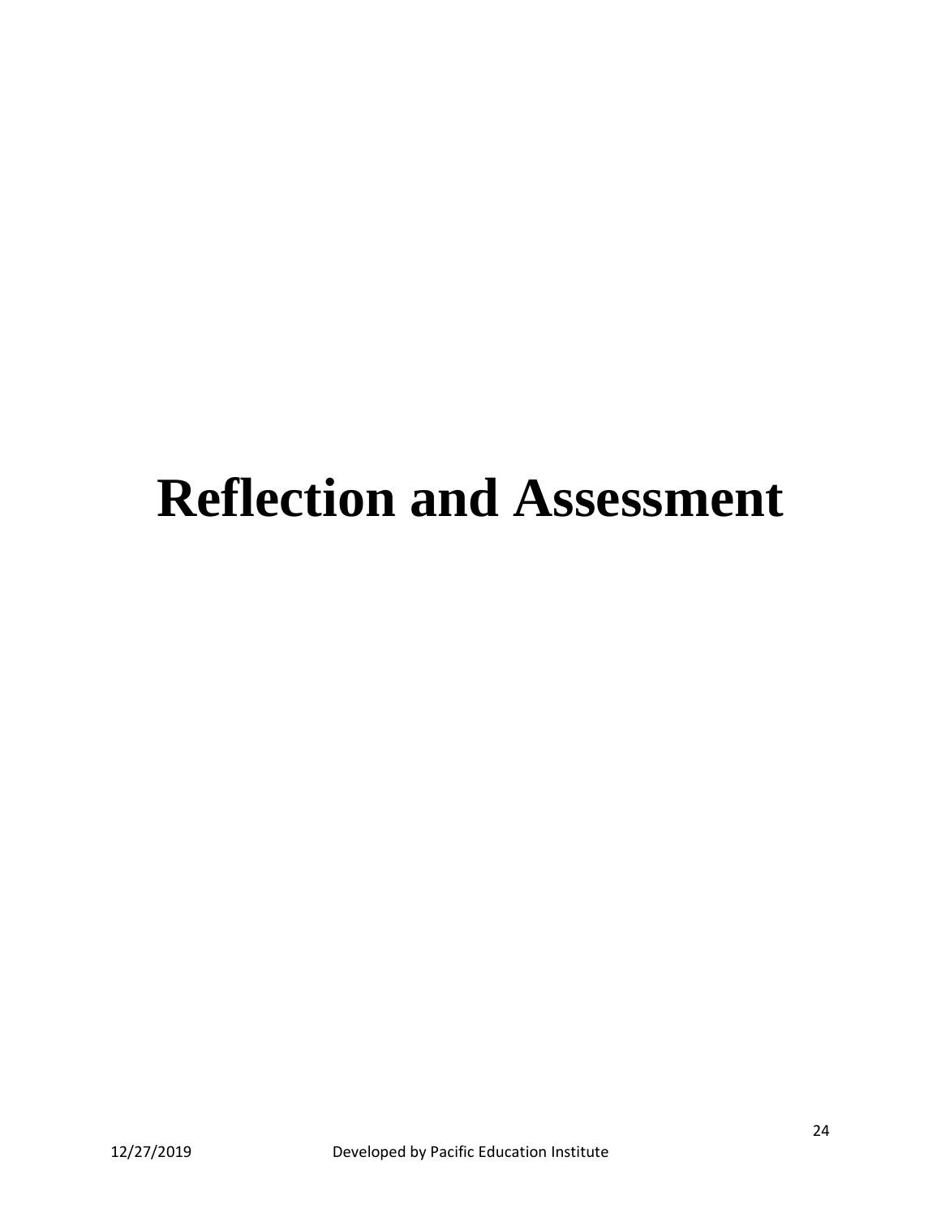# Reflection and Assessment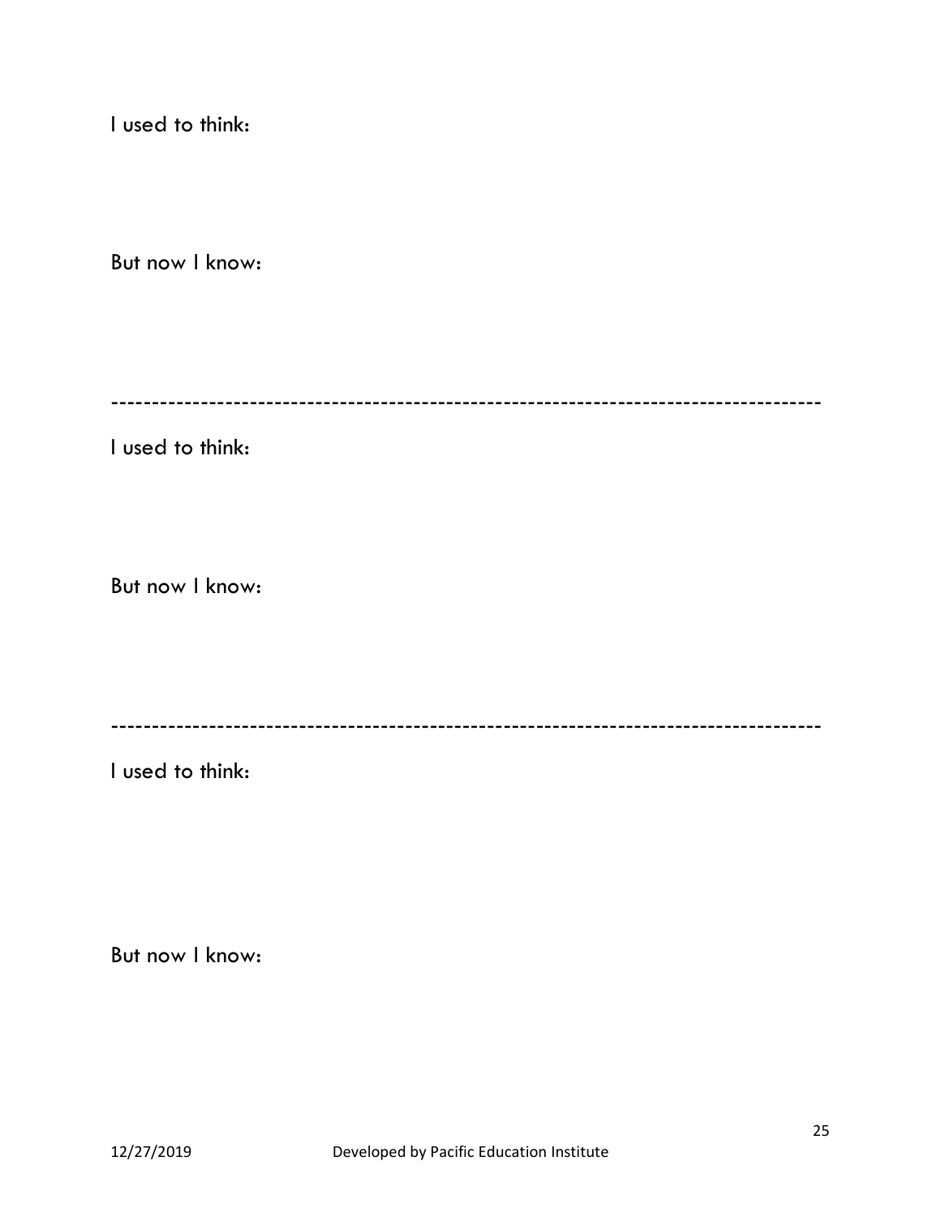I used to think:

But now I know:

---

I used to think:

But now I know:

---

I used to think:

But now I know:

12/27/2019 Developed by Pacific Education Institute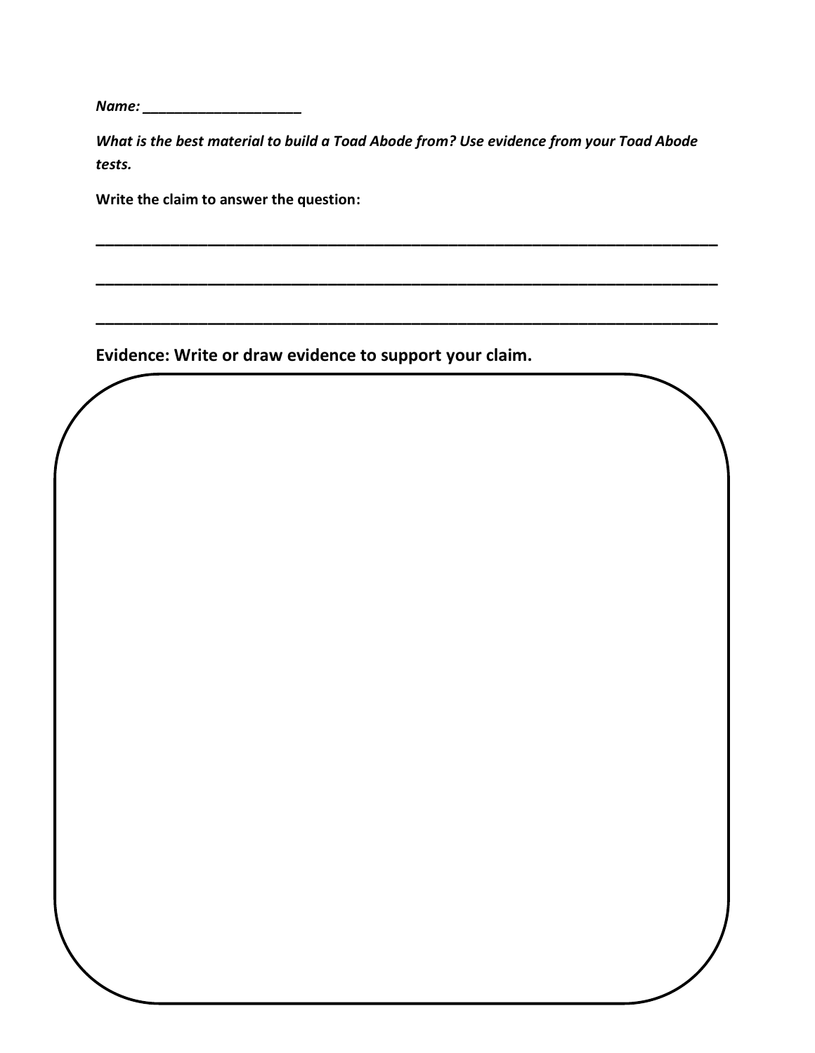***Name: ____________________***

***What is the best material to build a Toad Abode from? Use evidence from your Toad Abode tests.***

**Write the claim to answer the question:**

______________________________________________________________________________

______________________________________________________________________________

______________________________________________________________________________

**Evidence: Write or draw evidence to support your claim.**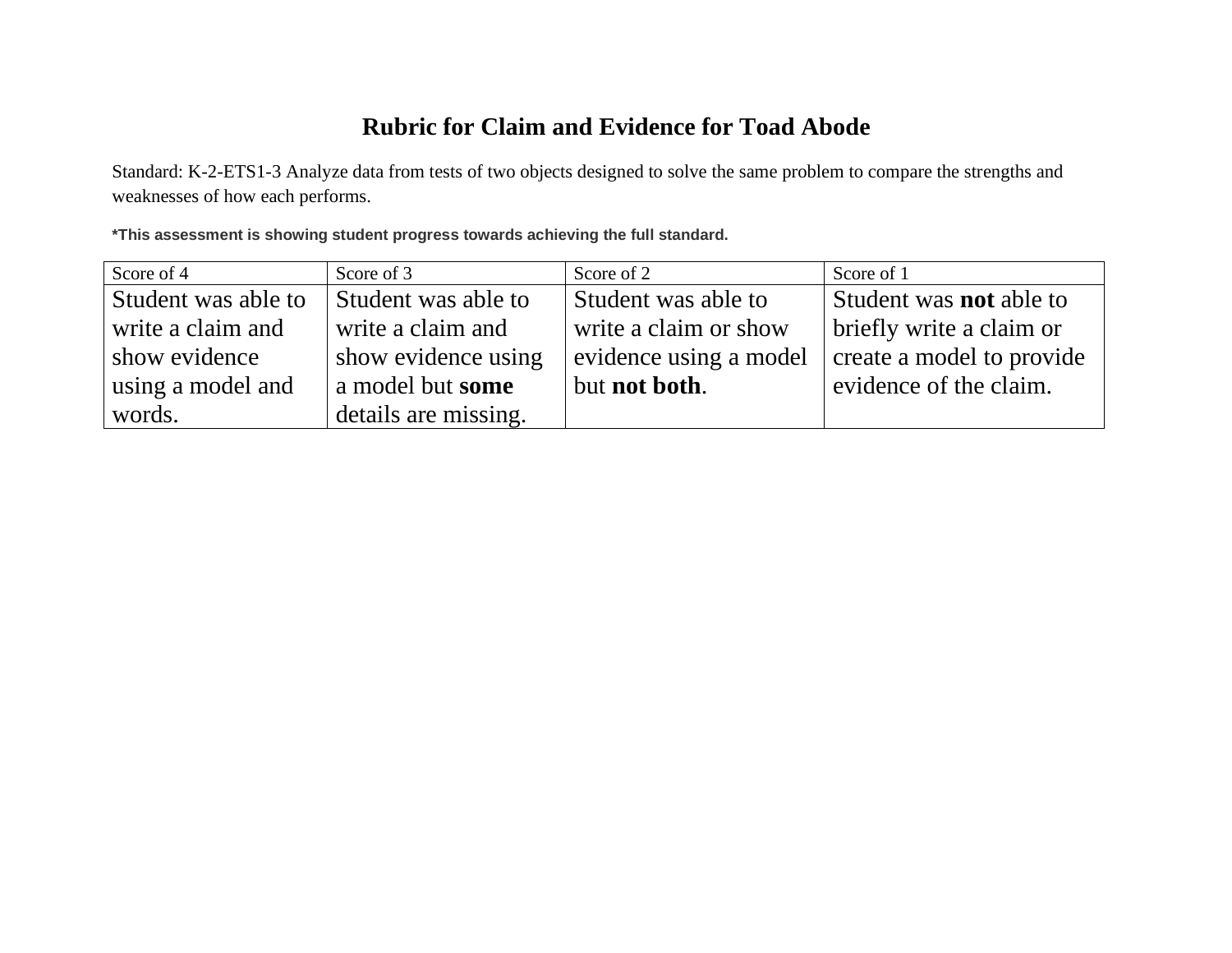# Rubric for Claim and Evidence for Toad Abode

Standard: K-2-ETS1-3 Analyze data from tests of two objects designed to solve the same problem to compare the strengths and weaknesses of how each performs.

***This assessment is showing student progress towards achieving the full standard.**

| Score of 4 | Score of 3 | Score of 2 | Score of 1 |
|---|---|---|---|
| Student was able to write a claim and show evidence using a model and words. | Student was able to write a claim and show evidence using a model but **some** details are missing. | Student was able to write a claim or show evidence using a model but **not both**. | Student was **not** able to briefly write a claim or create a model to provide evidence of the claim. |